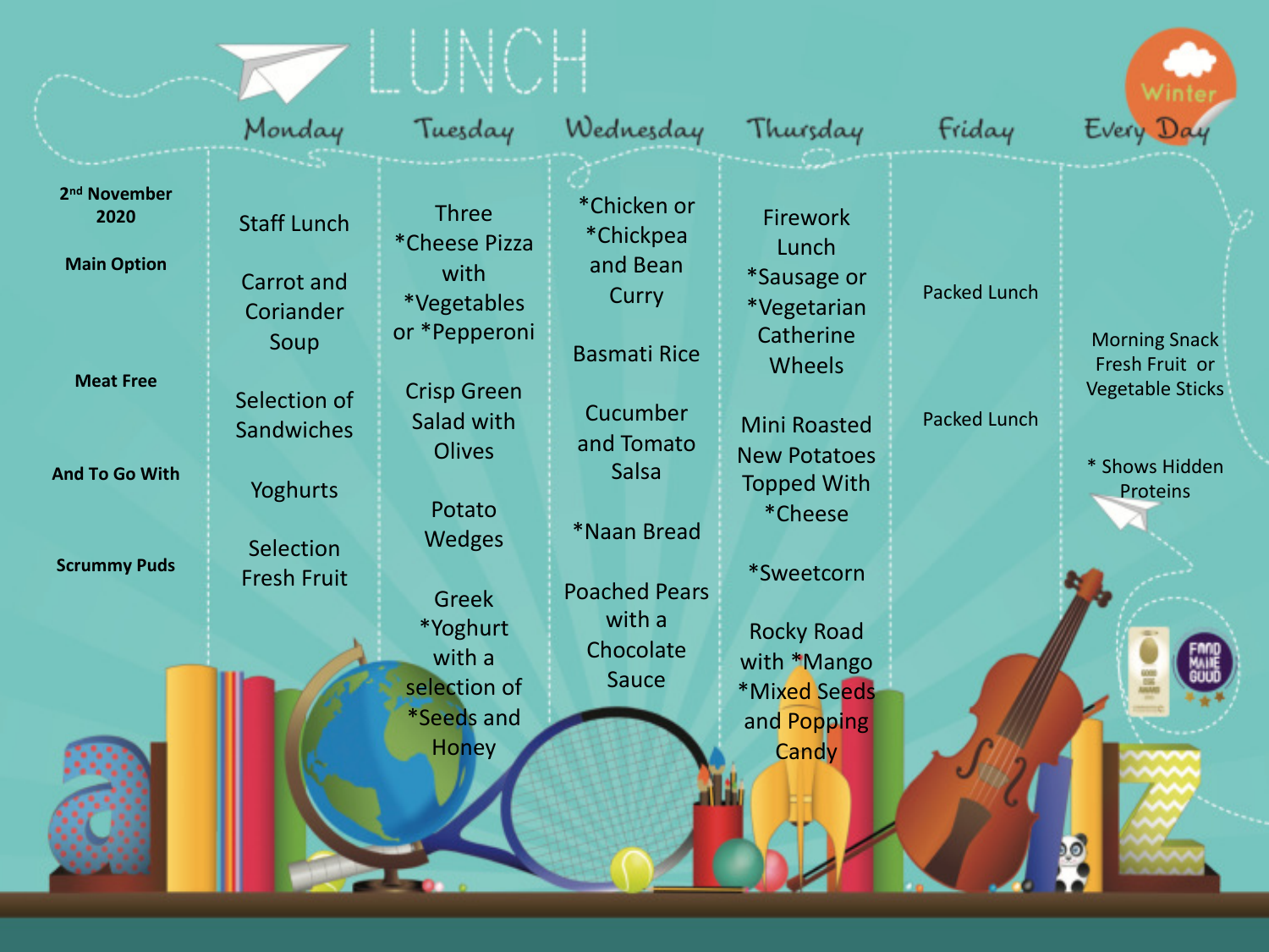# LUNCH

Winter

| 2nd November 2020 | Monday | Tuesday | Wednesday | Thursday | Friday | Every Day |
| --- | --- | --- | --- | --- | --- | --- |
| **Main Option** | Staff Lunch<br>Carrot and Coriander Soup | Three *Cheese Pizza with *Vegetables or *Pepperoni | *Chicken or *Chickpea and Bean Curry<br>Basmati Rice | Firework Lunch<br>*Sausage or *Vegetarian Catherine Wheels | Packed Lunch | Morning Snack Fresh Fruit or Vegetable Sticks |
| **Meat Free** | Selection of Sandwiches | Crisp Green Salad with Olives | Cucumber and Tomato Salsa | Mini Roasted New Potatoes Topped With *Cheese | Packed Lunch | |
| **And To Go With** | Yoghurts | Potato Wedges | *Naan Bread | *Sweetcorn | | * Shows Hidden Proteins |
| **Scrummy Puds** | Selection Fresh Fruit | Greek *Yoghurt with a selection of *Seeds and Honey | Poached Pears with a Chocolate Sauce | Rocky Road with *Mango *Mixed Seeds and Popping Candy | | |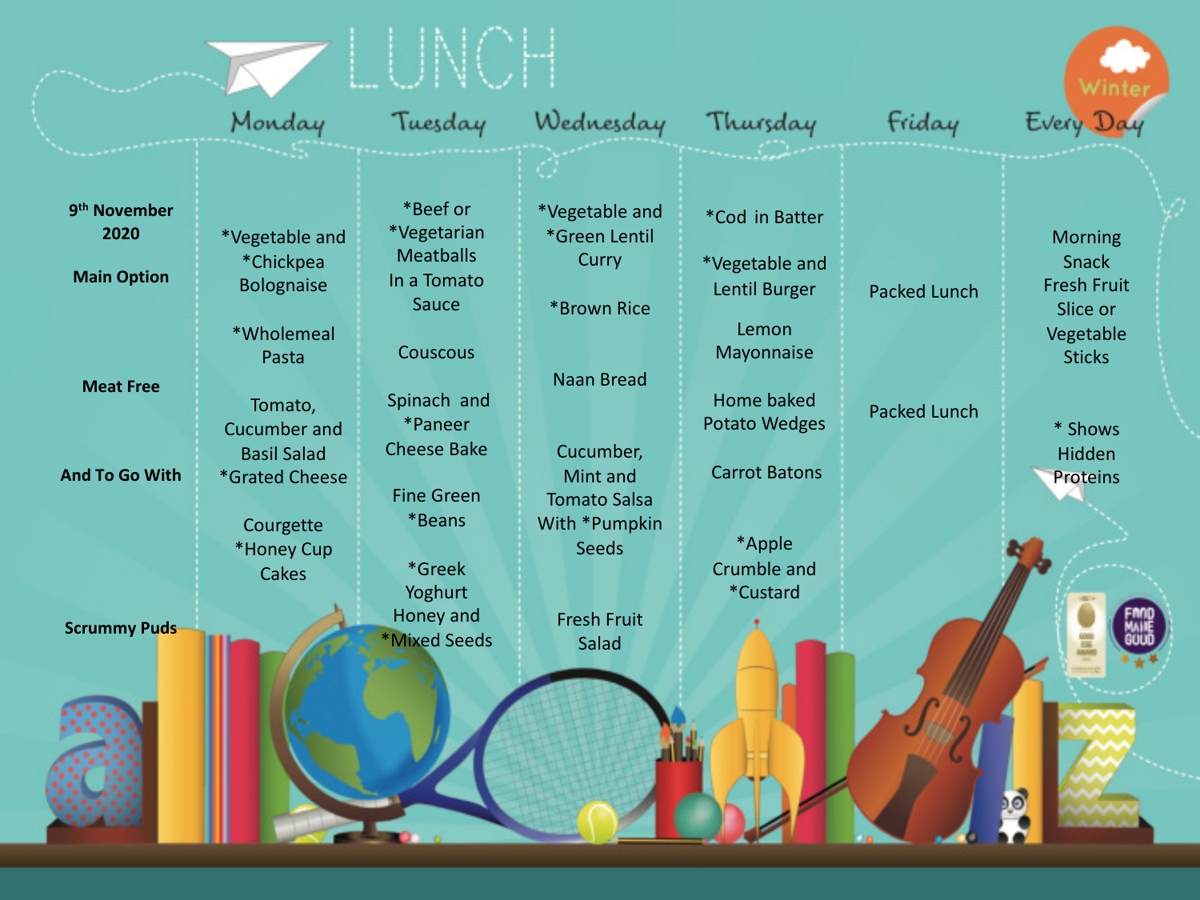# LUNCH

Winter

| 9th November 2020 | Monday | Tuesday | Wednesday | Thursday | Friday | Every Day |
|---|---|---|---|---|---|---|
| **Main Option** | *Vegetable and *Chickpea Bolognaise<br><br>*Wholemeal Pasta | *Beef or *Vegetarian Meatballs In a Tomato Sauce<br><br>Couscous | *Vegetable and *Green Lentil Curry<br><br>*Brown Rice | *Cod in Batter<br><br>Lemon Mayonnaise | Packed Lunch | Morning Snack Fresh Fruit Slice or Vegetable Sticks |
| **Meat Free** | | | | *Vegetable and Lentil Burger | | |
| **And To Go With** | Tomato, Cucumber and Basil Salad *Grated Cheese | Spinach and *Paneer Cheese Bake<br><br>Fine Green *Beans | Naan Bread<br><br>Cucumber, Mint and Tomato Salsa With *Pumpkin Seeds | Home baked Potato Wedges<br><br>Carrot Batons | Packed Lunch | * Shows Hidden Proteins |
| **Scrummy Puds** | Courgette *Honey Cup Cakes | *Greek Yoghurt Honey and *Mixed Seeds | Fresh Fruit Salad | *Apple Crumble and *Custard | | |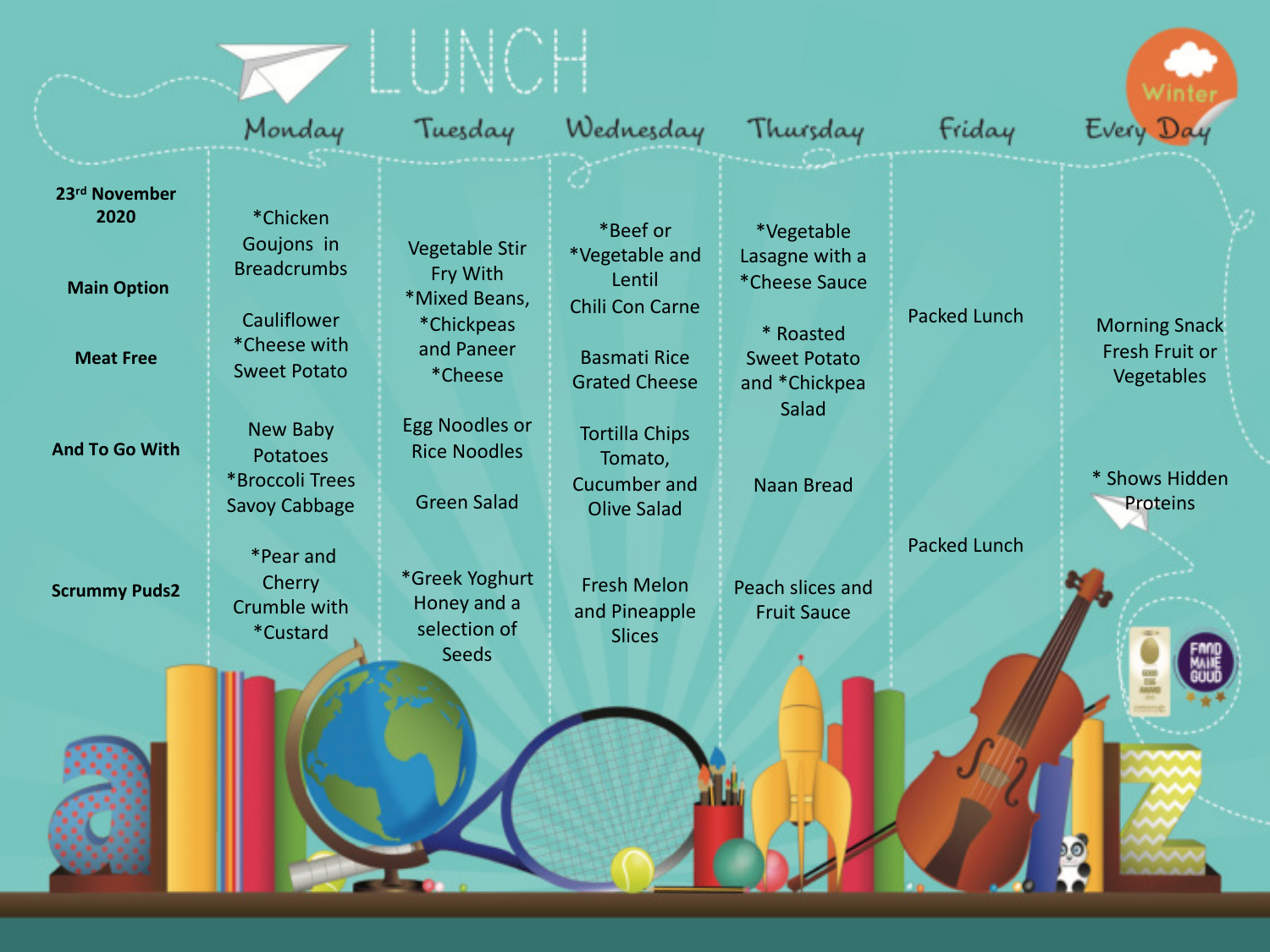# LUNCH

Winter

| 23rd November 2020 | Monday | Tuesday | Wednesday | Thursday | Friday | Every Day |
|---|---|---|---|---|---|---|
| Main Option | *Chicken Goujons in Breadcrumbs | Vegetable Stir Fry With *Mixed Beans, *Chickpeas and Paneer *Cheese | *Beef or *Vegetable and Lentil Chili Con Carne | *Vegetable Lasagne with a *Cheese Sauce | Packed Lunch | Morning Snack Fresh Fruit or Vegetables |
| Meat Free | Cauliflower *Cheese with Sweet Potato | | Basmati Rice Grated Cheese | * Roasted Sweet Potato and *Chickpea Salad | | |
| And To Go With | New Baby Potatoes *Broccoli Trees Savoy Cabbage | Egg Noodles or Rice Noodles<br>Green Salad | Tortilla Chips Tomato, Cucumber and Olive Salad | Naan Bread | | * Shows Hidden Proteins |
| Scrummy Puds2 | *Pear and Cherry Crumble with *Custard | *Greek Yoghurt Honey and a selection of Seeds | Fresh Melon and Pineapple Slices | Peach slices and Fruit Sauce | Packed Lunch | |

FOOD MADE GOOD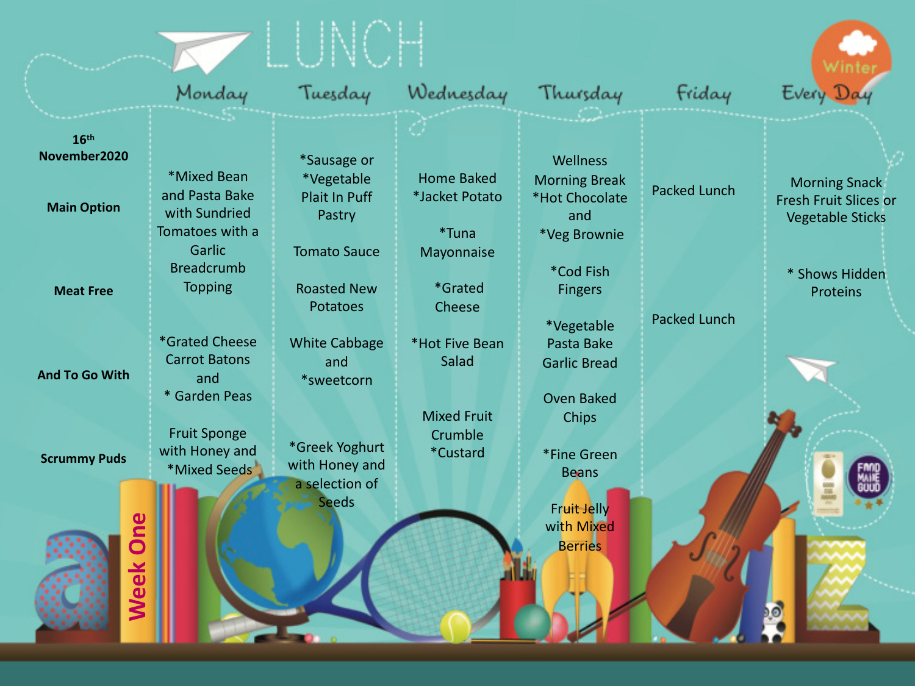# LUNCH

Winter

| 16th November2020 | Monday | Tuesday | Wednesday | Thursday | Friday | Every Day |
|---|---|---|---|---|---|---|
| Main Option | *Mixed Bean and Pasta Bake with Sundried Tomatoes with a Garlic Breadcrumb Topping | *Sausage or *Vegetable Plait In Puff Pastry | Home Baked *Jacket Potato | Wellness Morning Break *Hot Chocolate and *Veg Brownie | Packed Lunch | Morning Snack Fresh Fruit Slices or Vegetable Sticks |
| Meat Free | | Tomato Sauce<br><br>Roasted New Potatoes | *Tuna Mayonnaise<br><br>*Grated Cheese | *Cod Fish Fingers | | * Shows Hidden Proteins |
| And To Go With | *Grated Cheese Carrot Batons and * Garden Peas | White Cabbage and *sweetcorn | *Hot Five Bean Salad | *Vegetable Pasta Bake Garlic Bread<br><br>Oven Baked Chips<br><br>*Fine Green Beans | Packed Lunch | |
| Scrummy Puds | Fruit Sponge with Honey and *Mixed Seeds | *Greek Yoghurt with Honey and a selection of Seeds | Mixed Fruit Crumble *Custard | Fruit Jelly with Mixed Berries | | |

Week One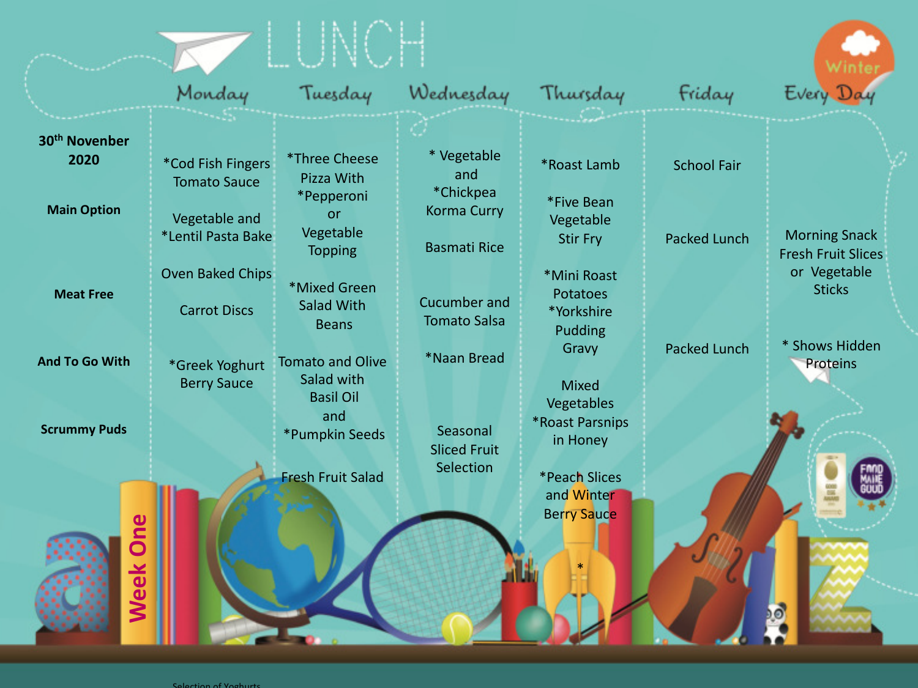# LUNCH

**Winter**

| 30th November 2020 | Monday | Tuesday | Wednesday | Thursday | Friday | Every Day |
|---|---|---|---|---|---|---|
| **Main Option** | *Cod Fish Fingers Tomato Sauce | *Three Cheese Pizza With *Pepperoni or Vegetable Topping | * Vegetable and *Chickpea Korma Curry | *Roast Lamb | School Fair | |
| **Meat Free** | Vegetable and *Lentil Pasta Bake | *Mixed Green Salad With Beans | Basmati Rice | *Five Bean Vegetable Stir Fry | Packed Lunch | Morning Snack Fresh Fruit Slices or Vegetable Sticks |
| **And To Go With** | Oven Baked Chips<br>Carrot Discs | Tomato and Olive Salad with Basil Oil and *Pumpkin Seeds | Cucumber and Tomato Salsa<br>*Naan Bread | *Mini Roast Potatoes *Yorkshire Pudding Gravy<br>Mixed Vegetables *Roast Parsnips in Honey | Packed Lunch | * Shows Hidden Proteins |
| **Scrummy Puds** | *Greek Yoghurt Berry Sauce | Fresh Fruit Salad | Seasonal Sliced Fruit Selection | *Peach Slices and Winter Berry Sauce | | |

**Week One**

Selection of Yoghurts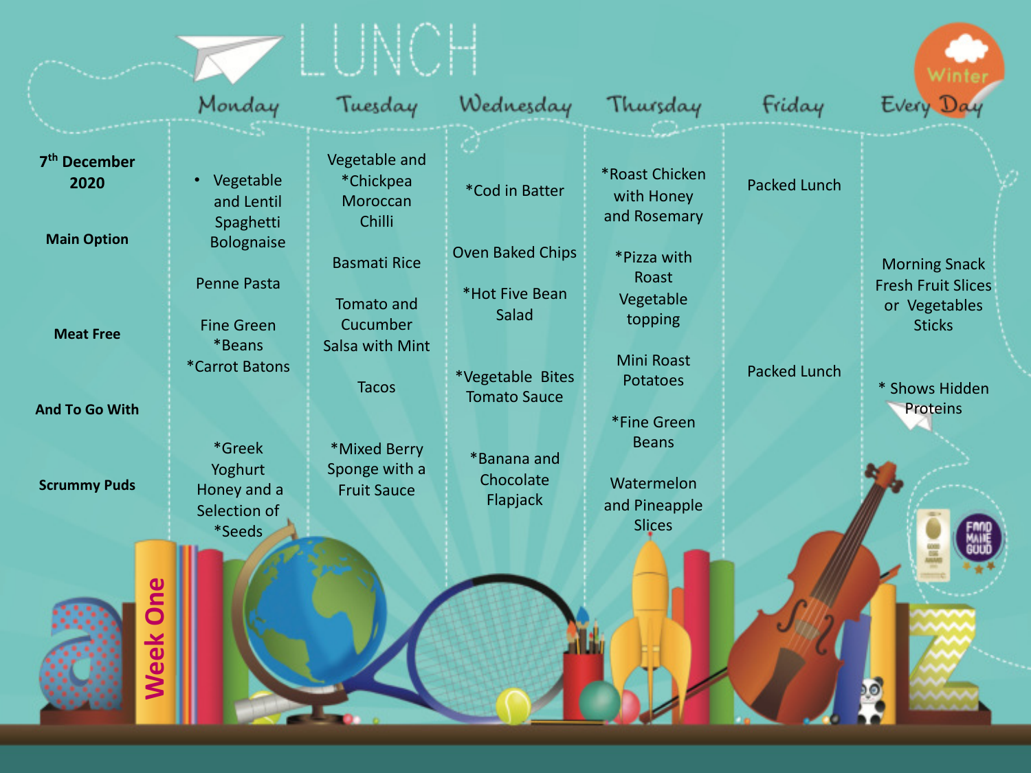# LUNCH

Winter

| 7th December 2020 | Monday | Tuesday | Wednesday | Thursday | Friday | Every Day |
|---|---|---|---|---|---|---|
| Main Option | • Vegetable and Lentil Spaghetti Bolognaise | Vegetable and *Chickpea Moroccan Chilli | *Cod in Batter | *Roast Chicken with Honey and Rosemary | Packed Lunch | |
| | Penne Pasta | Basmati Rice | Oven Baked Chips | | | Morning Snack Fresh Fruit Slices or Vegetables Sticks |
| Meat Free | | | | *Pizza with Roast Vegetable topping | Packed Lunch | |
| And To Go With | Fine Green *Beans *Carrot Batons | Tomato and Cucumber Salsa with Mint | *Hot Five Bean Salad | Mini Roast Potatoes | | * Shows Hidden Proteins |
| | | Tacos | *Vegetable Bites Tomato Sauce | *Fine Green Beans | | |
| Scrummy Puds | *Greek Yoghurt Honey and a Selection of *Seeds | *Mixed Berry Sponge with a Fruit Sauce | *Banana and Chocolate Flapjack | Watermelon and Pineapple Slices | | |

Week One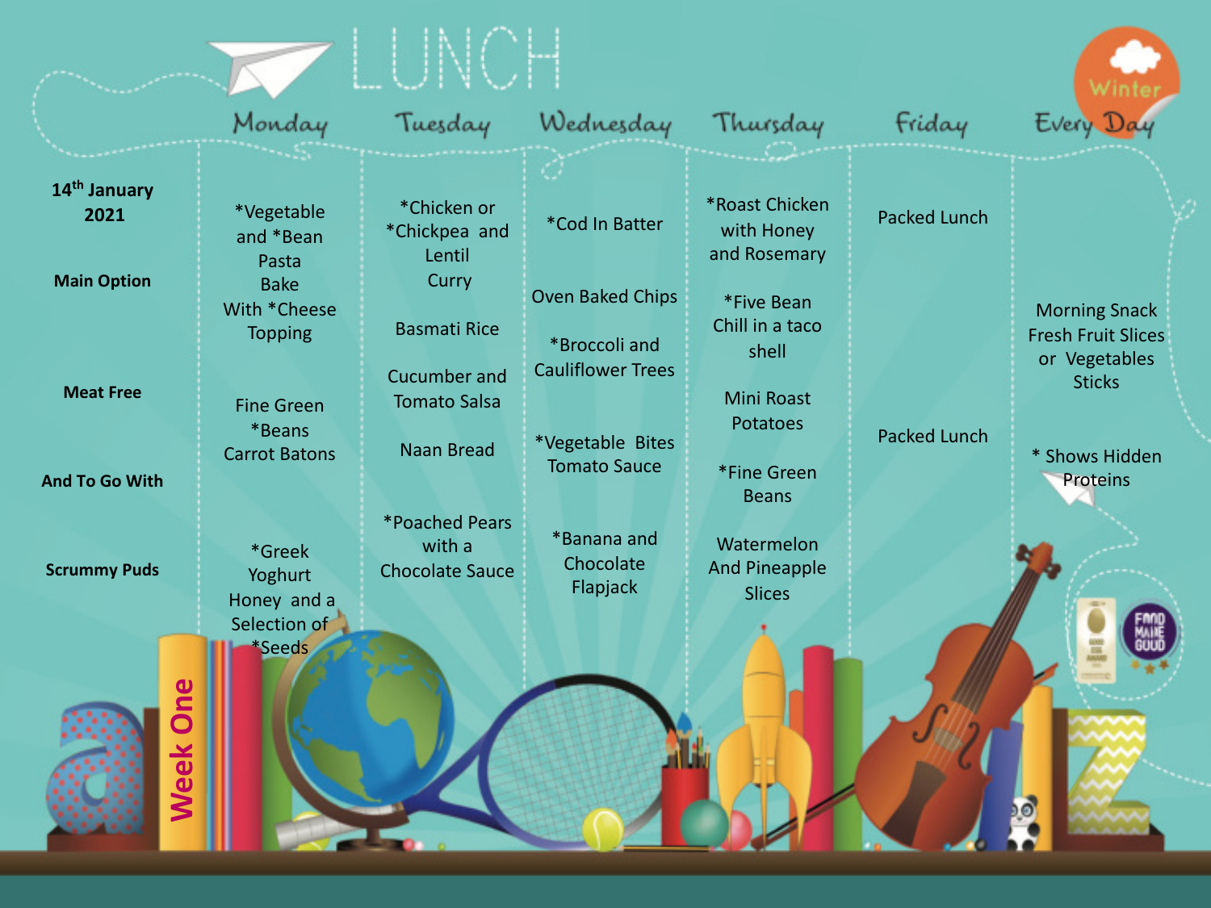# LUNCH

Winter

| 14th January 2021 | Monday | Tuesday | Wednesday | Thursday | Friday | Every Day |
| --- | --- | --- | --- | --- | --- | --- |
| Main Option | *Vegetable and *Bean Pasta Bake With *Cheese Topping | *Chicken or *Chickpea and Lentil Curry | *Cod In Batter | *Roast Chicken with Honey and Rosemary | Packed Lunch | |
| Meat Free | | | | *Five Bean Chill in a taco shell | Packed Lunch | |
| And To Go With | Fine Green *Beans Carrot Batons | Basmati Rice<br>Cucumber and Tomato Salsa<br>Naan Bread | Oven Baked Chips<br>*Broccoli and Cauliflower Trees<br>*Vegetable Bites Tomato Sauce | Mini Roast Potatoes<br>*Fine Green Beans | | Morning Snack Fresh Fruit Slices or Vegetables Sticks |
| Scrummy Puds | *Greek Yoghurt Honey and a Selection of *Seeds | *Poached Pears with a Chocolate Sauce | *Banana and Chocolate Flapjack | Watermelon And Pineapple Slices | | |

\* Shows Hidden Proteins

Week One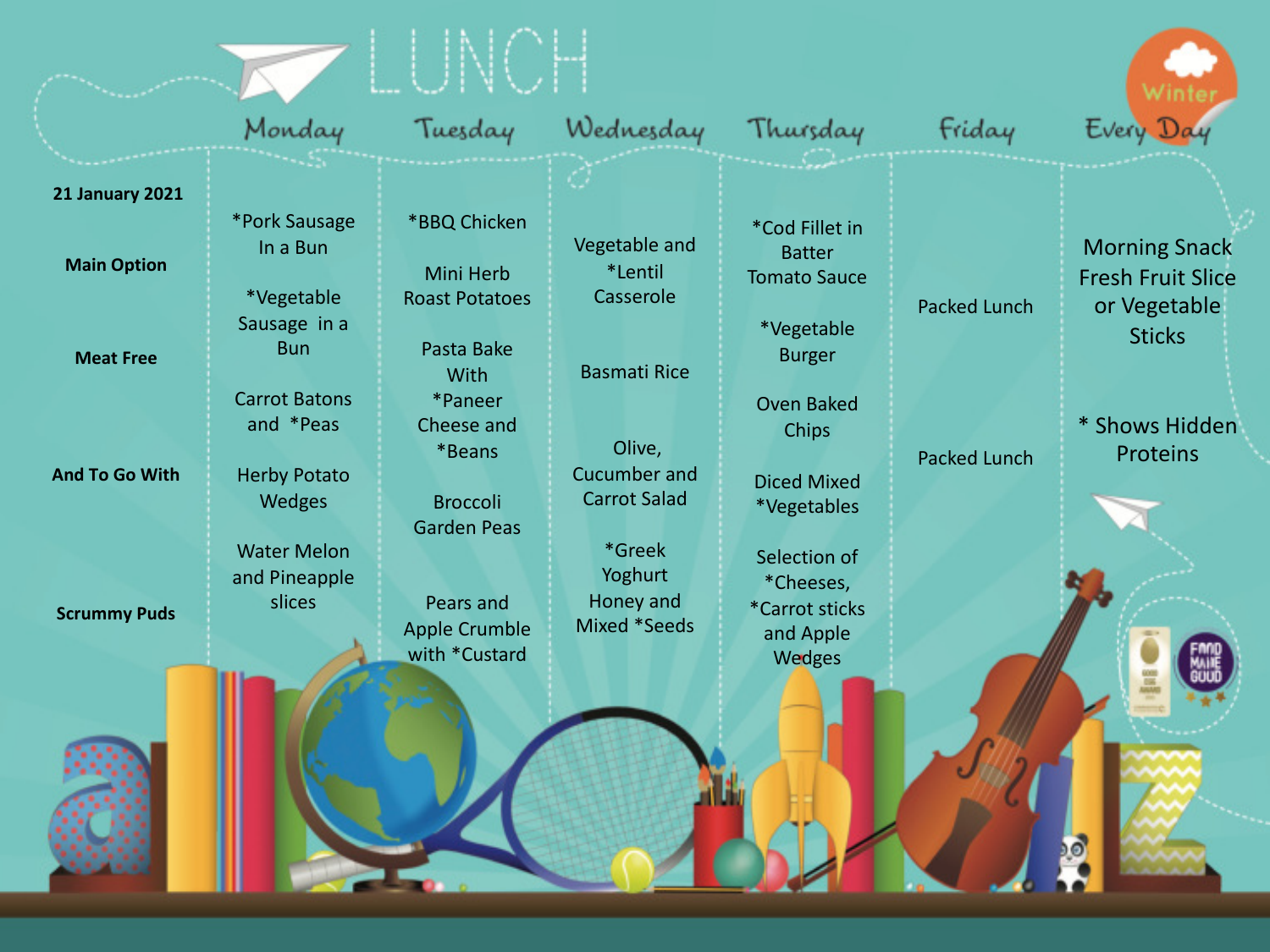# LUNCH

Winter

| 21 January 2021 | Monday | Tuesday | Wednesday | Thursday | Friday | Every Day |
|---|---|---|---|---|---|---|
| Main Option | *Pork Sausage In a Bun | *BBQ Chicken<br>Mini Herb Roast Potatoes | Vegetable and *Lentil Casserole | *Cod Fillet in Batter Tomato Sauce | Packed Lunch | Morning Snack Fresh Fruit Slice or Vegetable Sticks |
| Meat Free | *Vegetable Sausage in a Bun | Pasta Bake With *Paneer Cheese and *Beans | Basmati Rice | *Vegetable Burger | | |
| And To Go With | Carrot Batons and *Peas<br>Herby Potato Wedges | Broccoli Garden Peas | Olive, Cucumber and Carrot Salad | Oven Baked Chips<br>Diced Mixed *Vegetables | Packed Lunch | * Shows Hidden Proteins |
| Scrummy Puds | Water Melon and Pineapple slices | Pears and Apple Crumble with *Custard | *Greek Yoghurt Honey and Mixed *Seeds | Selection of *Cheeses, *Carrot sticks and Apple Wedges | | |